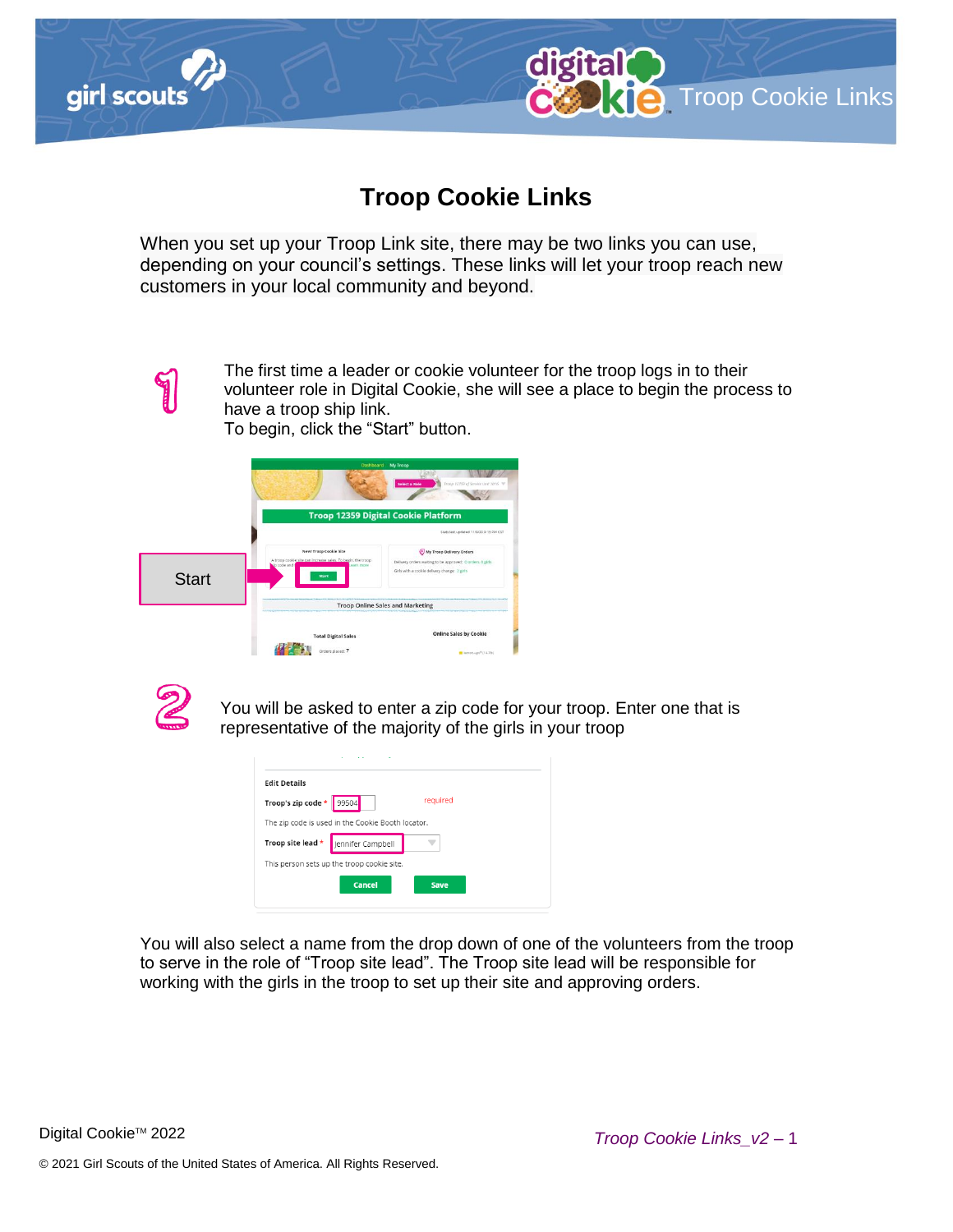# Troop Cookie Links

When you set up your Troop Link site, there may be two links you can use, depending on your council's settings. These links will let your troop reach new customers in your local community and beyond.

1. The first time a leader or cookie volunteer for the troop logs in to their volunteer role in Digital Cookie, she will see a place to begin the process to have a troop ship link.
   To begin, click the "Start" button.

   Start

2. You will be asked to enter a zip code for your troop. Enter one that is representative of the majority of the girls in your troop

You will also select a name from the drop down of one of the volunteers from the troop to serve in the role of "Troop site lead". The Troop site lead will be responsible for working with the girls in the troop to set up their site and approving orders.

Digital Cookie™ 2022

© 2021 Girl Scouts of the United States of America. All Rights Reserved.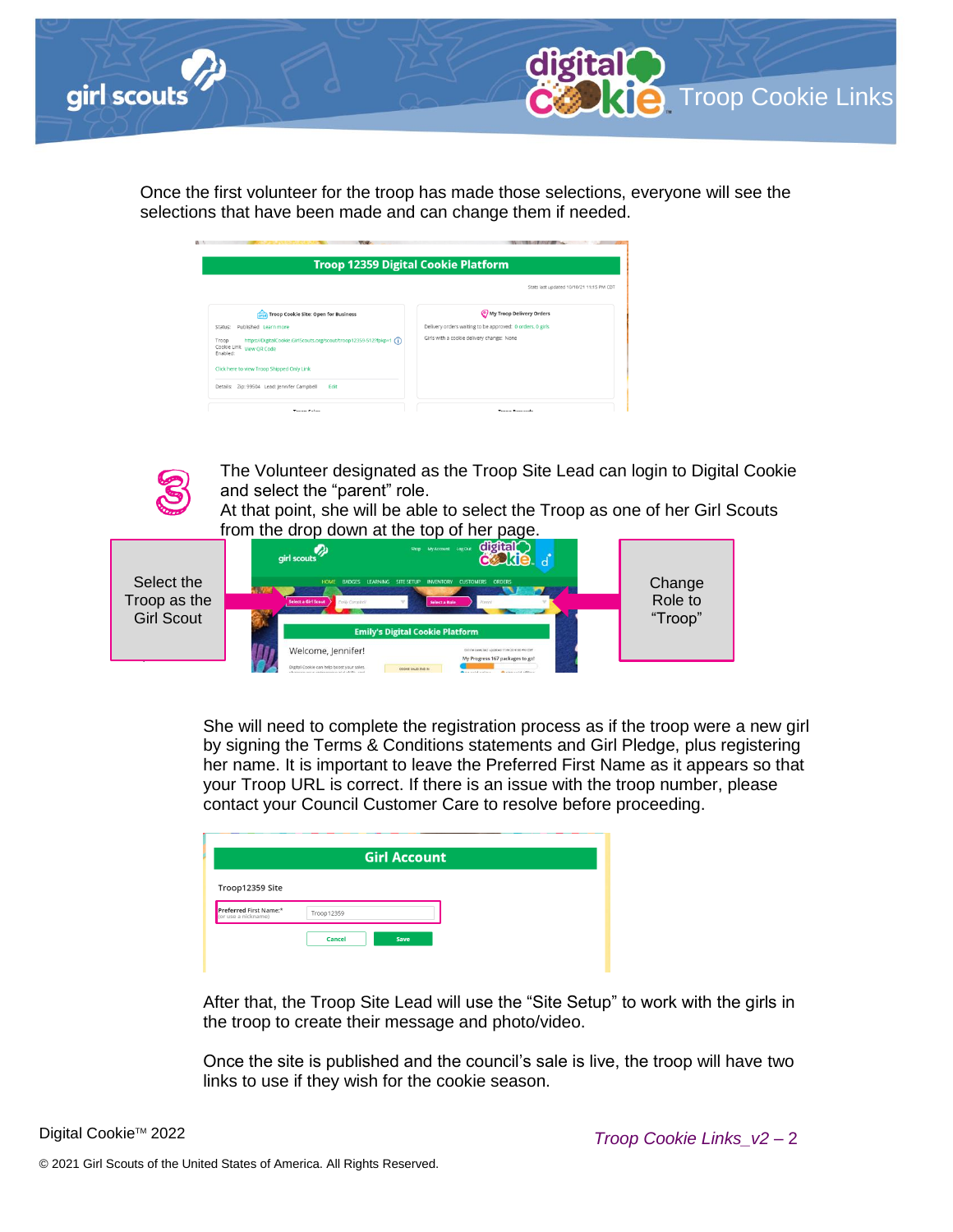Once the first volunteer for the troop has made those selections, everyone will see the selections that have been made and can change them if needed.

3. The Volunteer designated as the Troop Site Lead can login to Digital Cookie and select the “parent” role.
At that point, she will be able to select the Troop as one of her Girl Scouts from the drop down at the top of her page.

Select the Troop as the Girl Scout

Change Role to “Troop”

She will need to complete the registration process as if the troop were a new girl by signing the Terms & Conditions statements and Girl Pledge, plus registering her name. It is important to leave the Preferred First Name as it appears so that your Troop URL is correct. If there is an issue with the troop number, please contact your Council Customer Care to resolve before proceeding.

After that, the Troop Site Lead will use the “Site Setup” to work with the girls in the troop to create their message and photo/video.

Once the site is published and the council’s sale is live, the troop will have two links to use if they wish for the cookie season.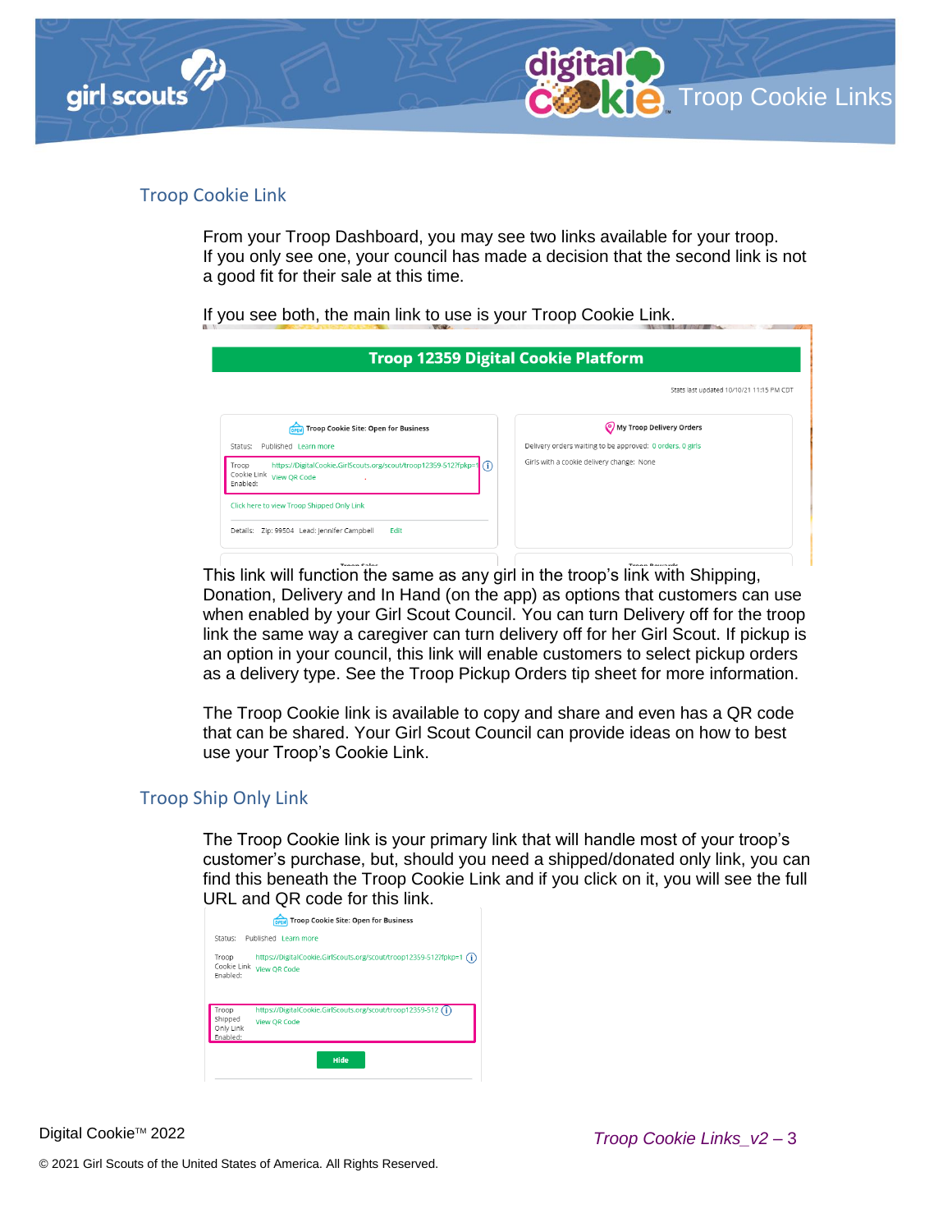## Troop Cookie Link

From your Troop Dashboard, you may see two links available for your troop. If you only see one, your council has made a decision that the second link is not a good fit for their sale at this time.

If you see both, the main link to use is your Troop Cookie Link.

This link will function the same as any girl in the troop's link with Shipping, Donation, Delivery and In Hand (on the app) as options that customers can use when enabled by your Girl Scout Council. You can turn Delivery off for the troop link the same way a caregiver can turn delivery off for her Girl Scout. If pickup is an option in your council, this link will enable customers to select pickup orders as a delivery type. See the Troop Pickup Orders tip sheet for more information.

The Troop Cookie link is available to copy and share and even has a QR code that can be shared. Your Girl Scout Council can provide ideas on how to best use your Troop's Cookie Link.

## Troop Ship Only Link

The Troop Cookie link is your primary link that will handle most of your troop's customer's purchase, but, should you need a shipped/donated only link, you can find this beneath the Troop Cookie Link and if you click on it, you will see the full URL and QR code for this link.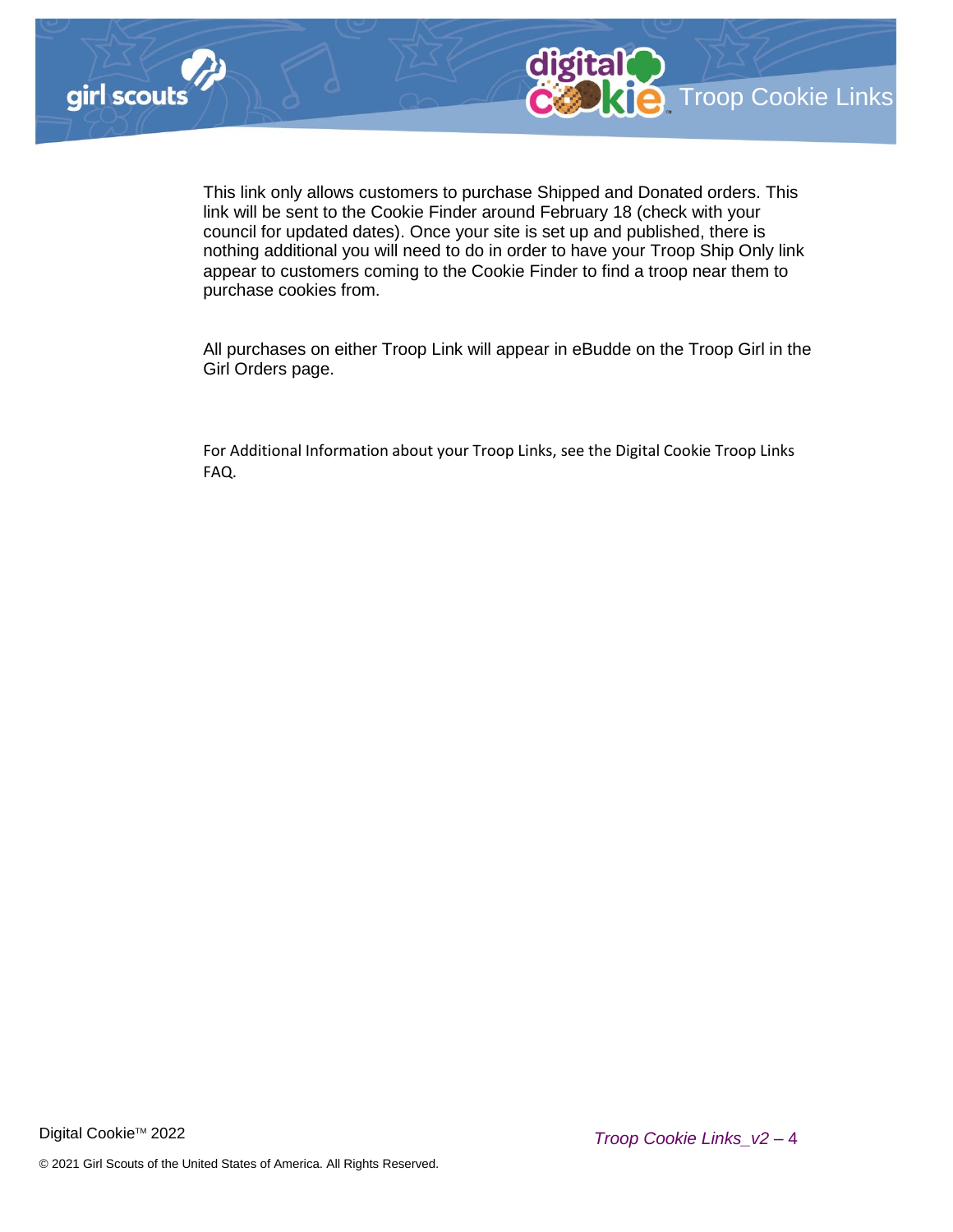This link only allows customers to purchase Shipped and Donated orders. This link will be sent to the Cookie Finder around February 18 (check with your council for updated dates). Once your site is set up and published, there is nothing additional you will need to do in order to have your Troop Ship Only link appear to customers coming to the Cookie Finder to find a troop near them to purchase cookies from.

All purchases on either Troop Link will appear in eBudde on the Troop Girl in the Girl Orders page.

For Additional Information about your Troop Links, see the Digital Cookie Troop Links FAQ.